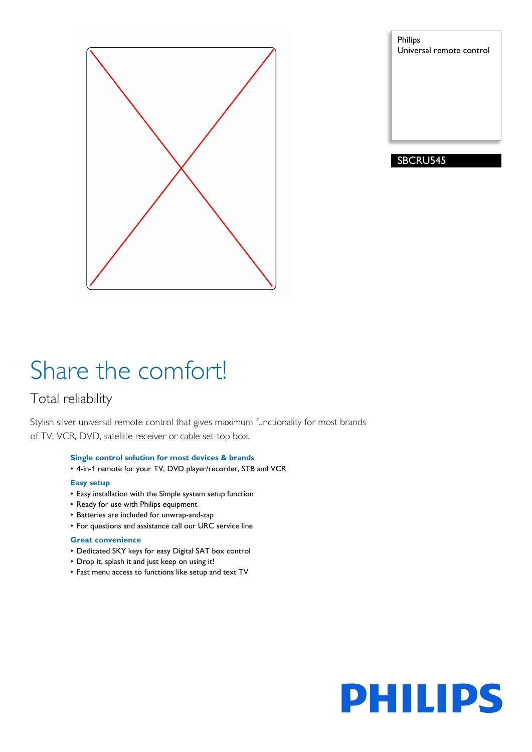Philips
Universal remote control

SBCRU545

# Share the comfort!

## Total reliability

Stylish silver universal remote control that gives maximum functionality for most brands of TV, VCR, DVD, satellite receiver or cable set-top box.

**Single control solution for most devices & brands**

- 4-in-1 remote for your TV, DVD player/recorder, STB and VCR

**Easy setup**

- Easy installation with the Simple system setup function
- Ready for use with Philips equipment
- Batteries are included for unwrap-and-zap
- For questions and assistance call our URC service line

**Great convenience**

- Dedicated SKY keys for easy Digital SAT box control
- Drop it, splash it and just keep on using it!
- Fast menu access to functions like setup and text TV

PHILIPS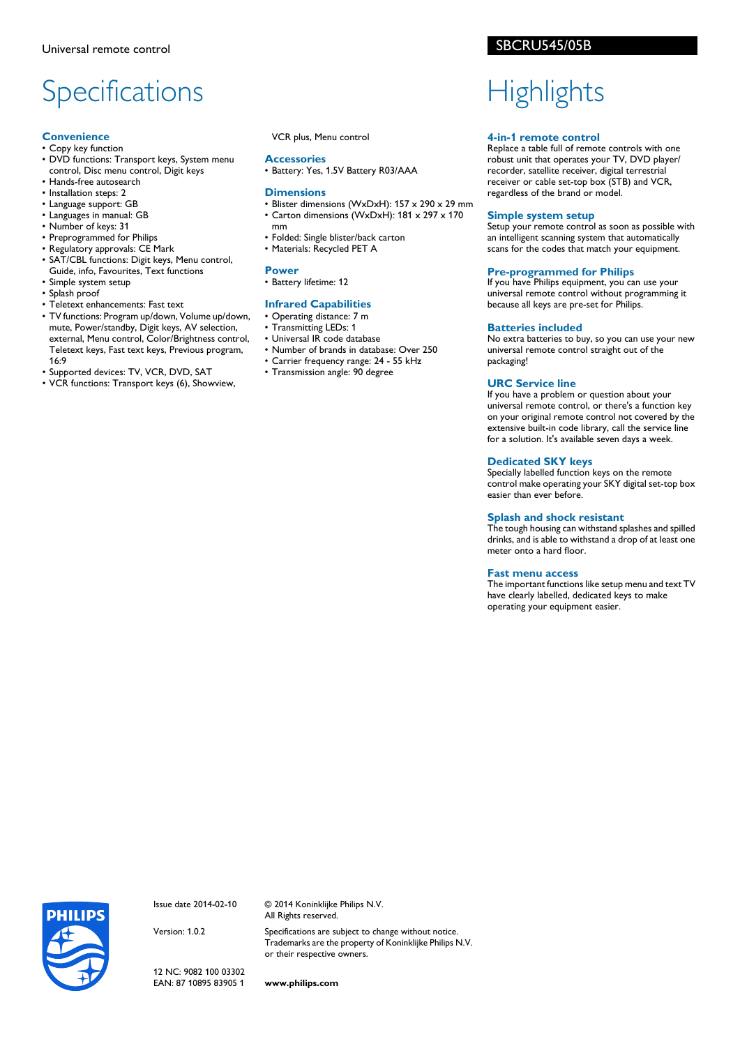Universal remote control

SBCRU545/05B

# Specifications

### Convenience

- Copy key function
- DVD functions: Transport keys, System menu control, Disc menu control, Digit keys
- Hands-free autosearch
- Installation steps: 2
- Language support: GB
- Languages in manual: GB
- Number of keys: 31
- Preprogrammed for Philips
- Regulatory approvals: CE Mark
- SAT/CBL functions: Digit keys, Menu control, Guide, info, Favourites, Text functions
- Simple system setup
- Splash proof
- Teletext enhancements: Fast text
- TV functions: Program up/down, Volume up/down, mute, Power/standby, Digit keys, AV selection, external, Menu control, Color/Brightness control, Teletext keys, Fast text keys, Previous program, 16:9
- Supported devices: TV, VCR, DVD, SAT
- VCR functions: Transport keys (6), Showview, VCR plus, Menu control

### Accessories

- Battery: Yes, 1.5V Battery R03/AAA

### Dimensions

- Blister dimensions (WxDxH): 157 x 290 x 29 mm
- Carton dimensions (WxDxH): 181 x 297 x 170 mm
- Folded: Single blister/back carton
- Materials: Recycled PET A

### Power

- Battery lifetime: 12

### Infrared Capabilities

- Operating distance: 7 m
- Transmitting LEDs: 1
- Universal IR code database
- Number of brands in database: Over 250
- Carrier frequency range: 24 - 55 kHz
- Transmission angle: 90 degree

# Highlights

### 4-in-1 remote control

Replace a table full of remote controls with one robust unit that operates your TV, DVD player/ recorder, satellite receiver, digital terrestrial receiver or cable set-top box (STB) and VCR, regardless of the brand or model.

### Simple system setup

Setup your remote control as soon as possible with an intelligent scanning system that automatically scans for the codes that match your equipment.

### Pre-programmed for Philips

If you have Philips equipment, you can use your universal remote control without programming it because all keys are pre-set for Philips.

### Batteries included

No extra batteries to buy, so you can use your new universal remote control straight out of the packaging!

### URC Service line

If you have a problem or question about your universal remote control, or there's a function key on your original remote control not covered by the extensive built-in code library, call the service line for a solution. It's available seven days a week.

### Dedicated SKY keys

Specially labelled function keys on the remote control make operating your SKY digital set-top box easier than ever before.

### Splash and shock resistant

The tough housing can withstand splashes and spilled drinks, and is able to withstand a drop of at least one meter onto a hard floor.

### Fast menu access

The important functions like setup menu and text TV have clearly labelled, dedicated keys to make operating your equipment easier.

Issue date 2014-02-10

Version: 1.0.2

12 NC: 9082 100 03302
EAN: 87 10895 83905 1

© 2014 Koninklijke Philips N.V.
All Rights reserved.

Specifications are subject to change without notice. Trademarks are the property of Koninklijke Philips N.V. or their respective owners.

**www.philips.com**